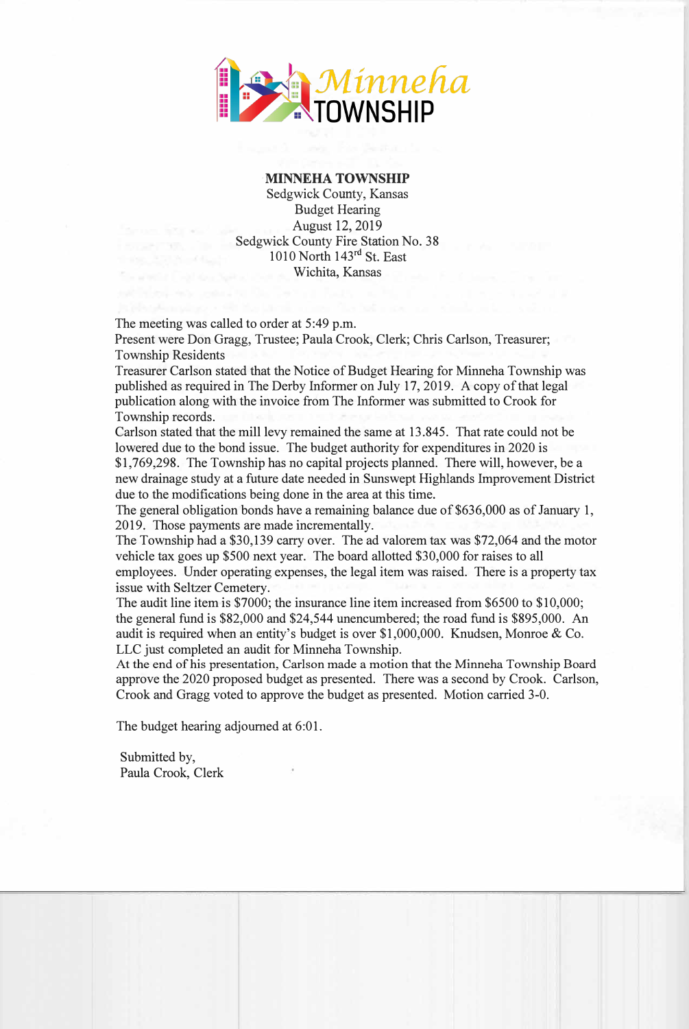Minneha TOWNSHIP

**MINNEHA TOWNSHIP**
Sedgwick County, Kansas
Budget Hearing
August 12, 2019
Sedgwick County Fire Station No. 38
1010 North 143rd St. East
Wichita, Kansas

The meeting was called to order at 5:49 p.m.

Present were Don Gragg, Trustee; Paula Crook, Clerk; Chris Carlson, Treasurer; Township Residents

Treasurer Carlson stated that the Notice of Budget Hearing for Minneha Township was published as required in The Derby Informer on July 17, 2019. A copy of that legal publication along with the invoice from The Informer was submitted to Crook for Township records.

Carlson stated that the mill levy remained the same at 13.845. That rate could not be lowered due to the bond issue. The budget authority for expenditures in 2020 is $1,769,298. The Township has no capital projects planned. There will, however, be a new drainage study at a future date needed in Sunswept Highlands Improvement District due to the modifications being done in the area at this time.

The general obligation bonds have a remaining balance due of $636,000 as of January 1, 2019. Those payments are made incrementally.

The Township had a $30,139 carry over. The ad valorem tax was $72,064 and the motor vehicle tax goes up $500 next year. The board allotted $30,000 for raises to all employees. Under operating expenses, the legal item was raised. There is a property tax issue with Seltzer Cemetery.

The audit line item is $7000; the insurance line item increased from $6500 to $10,000; the general fund is $82,000 and $24,544 unencumbered; the road fund is $895,000. An audit is required when an entity's budget is over $1,000,000. Knudsen, Monroe & Co. LLC just completed an audit for Minneha Township.

At the end of his presentation, Carlson made a motion that the Minneha Township Board approve the 2020 proposed budget as presented. There was a second by Crook. Carlson, Crook and Gragg voted to approve the budget as presented. Motion carried 3-0.

The budget hearing adjourned at 6:01.

Submitted by,
Paula Crook, Clerk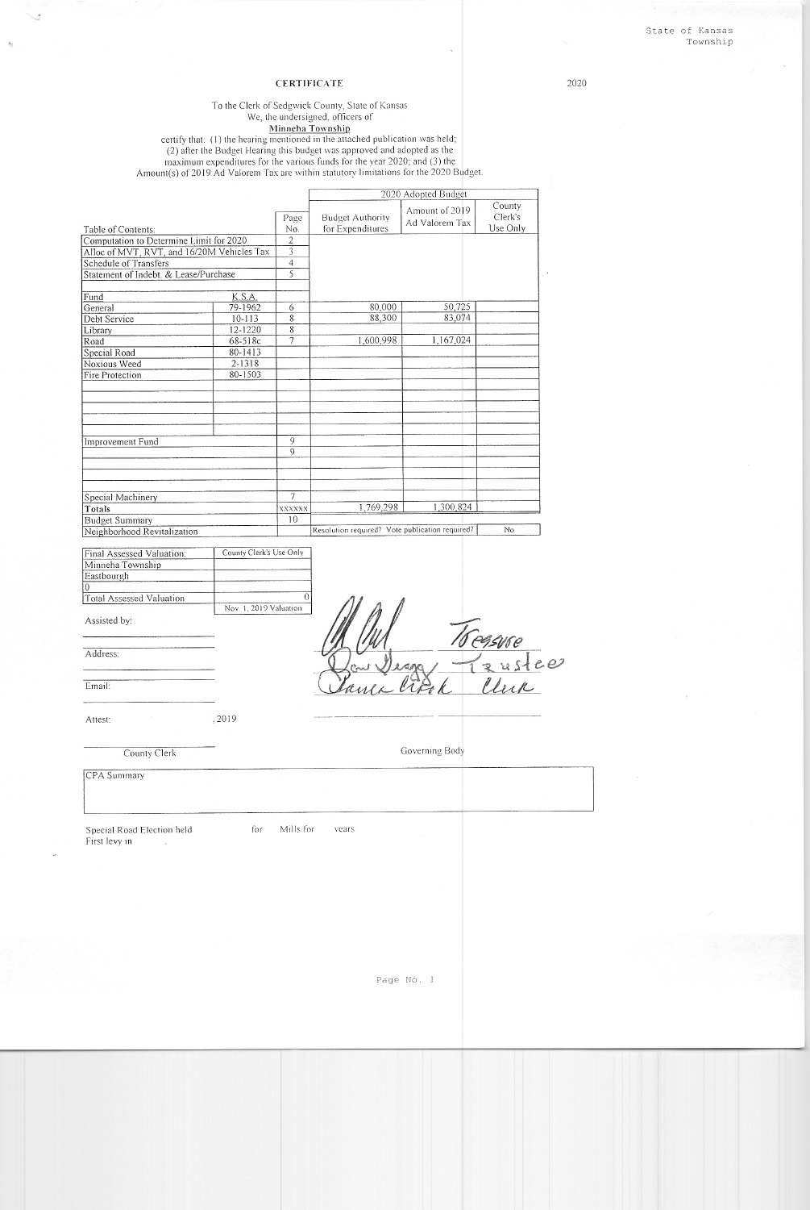State of Kansas
Township

# CERTIFICATE

2020

To the Clerk of Sedgwick County, State of Kansas
We, the undersigned, officers of
**Minneha Township**
certify that: (1) the hearing mentioned in the attached publication was held;
(2) after the Budget Hearing this budget was approved and adopted as the
maximum expenditures for the various funds for the year 2020; and (3) the
Amount(s) of 2019 Ad Valorem Tax are within statutory limitations for the 2020 Budget.

| Table of Contents: | | Page No. | 2020 Adopted Budget: Budget Authority for Expenditures | 2020 Adopted Budget: Amount of 2019 Ad Valorem Tax | 2020 Adopted Budget: County Clerk's Use Only |
|---|---|---|---|---|---|
| Computation to Determine Limit for 2020 | | 2 | | | |
| Alloc of MVT, RVT, and 16/20M Vehicles Tax | | 3 | | | |
| Schedule of Transfers | | 4 | | | |
| Statement of Indebt. & Lease/Purchase | | 5 | | | |
| | | | | | |
| Fund | K.S.A. | | | | |
| General | 79-1962 | 6 | 80,000 | 50,725 | |
| Debt Service | 10-113 | 8 | 88,300 | 83,074 | |
| Library | 12-1220 | 8 | | | |
| Road | 68-518c | 7 | 1,600,998 | 1,167,024 | |
| Special Road | 80-1413 | | | | |
| Noxious Weed | 2-1318 | | | | |
| Fire Protection | 80-1503 | | | | |
| | | | | | |
| | | | | | |
| | | | | | |
| | | | | | |
| | | | | | |
| Improvement Fund | | 9 | | | |
| | | 9 | | | |
| | | | | | |
| | | | | | |
| | | | | | |
| Special Machinery | | 7 | | | |
| **Totals** | | xxxxxx | 1,769,298 | 1,300,824 | |
| Budget Summary | | 10 | | | |
| Neighborhood Revitalization | | | Resolution required? Vote publication required? | | No |

| Final Assessed Valuation: | County Clerk's Use Only |
|---|---|
| Minneha Township | |
| Eastbourgh | |
| 0 | |
| Total Assessed Valuation | 0 |
| | Nov. 1, 2019 Valuation |

Assisted by:

Address:

Email:

Attest: \_\_\_\_\_\_, 2019

County Clerk

Treasure
Trustee
Clerk

Governing Body

CPA Summary

Special Road Election held for Mills for years
First levy in .